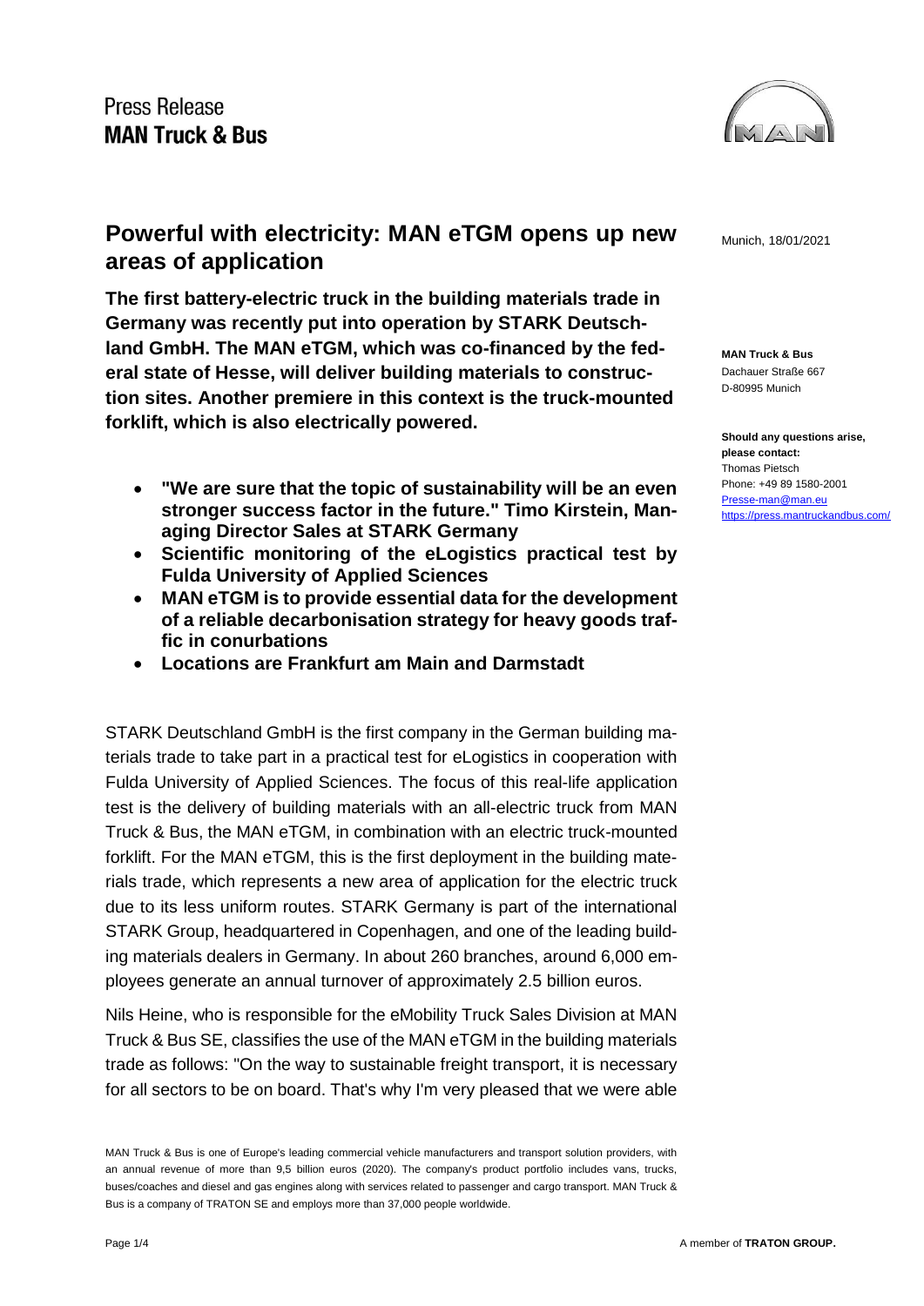Press Release
**MAN Truck & Bus**

Munich, 18/01/2021

# Powerful with electricity: MAN eTGM opens up new areas of application

**The first battery-electric truck in the building materials trade in Germany was recently put into operation by STARK Deutschland GmbH. The MAN eTGM, which was co-financed by the federal state of Hesse, will deliver building materials to construction sites. Another premiere in this context is the truck-mounted forklift, which is also electrically powered.**

- **"We are sure that the topic of sustainability will be an even stronger success factor in the future." Timo Kirstein, Managing Director Sales at STARK Germany**
- **Scientific monitoring of the eLogistics practical test by Fulda University of Applied Sciences**
- **MAN eTGM is to provide essential data for the development of a reliable decarbonisation strategy for heavy goods traffic in conurbations**
- **Locations are Frankfurt am Main and Darmstadt**

STARK Deutschland GmbH is the first company in the German building materials trade to take part in a practical test for eLogistics in cooperation with Fulda University of Applied Sciences. The focus of this real-life application test is the delivery of building materials with an all-electric truck from MAN Truck & Bus, the MAN eTGM, in combination with an electric truck-mounted forklift. For the MAN eTGM, this is the first deployment in the building materials trade, which represents a new area of application for the electric truck due to its less uniform routes. STARK Germany is part of the international STARK Group, headquartered in Copenhagen, and one of the leading building materials dealers in Germany. In about 260 branches, around 6,000 employees generate an annual turnover of approximately 2.5 billion euros.

Nils Heine, who is responsible for the eMobility Truck Sales Division at MAN Truck & Bus SE, classifies the use of the MAN eTGM in the building materials trade as follows: "On the way to sustainable freight transport, it is necessary for all sectors to be on board. That's why I'm very pleased that we were able

**MAN Truck & Bus**
Dachauer Straße 667
D-80995 Munich

**Should any questions arise, please contact:**
Thomas Pietsch
Phone: +49 89 1580-2001
Presse-man@man.eu
https://press.mantruckandbus.com/

MAN Truck & Bus is one of Europe's leading commercial vehicle manufacturers and transport solution providers, with an annual revenue of more than 9,5 billion euros (2020). The company's product portfolio includes vans, trucks, buses/coaches and diesel and gas engines along with services related to passenger and cargo transport. MAN Truck & Bus is a company of TRATON SE and employs more than 37,000 people worldwide.

A member of **TRATON GROUP.**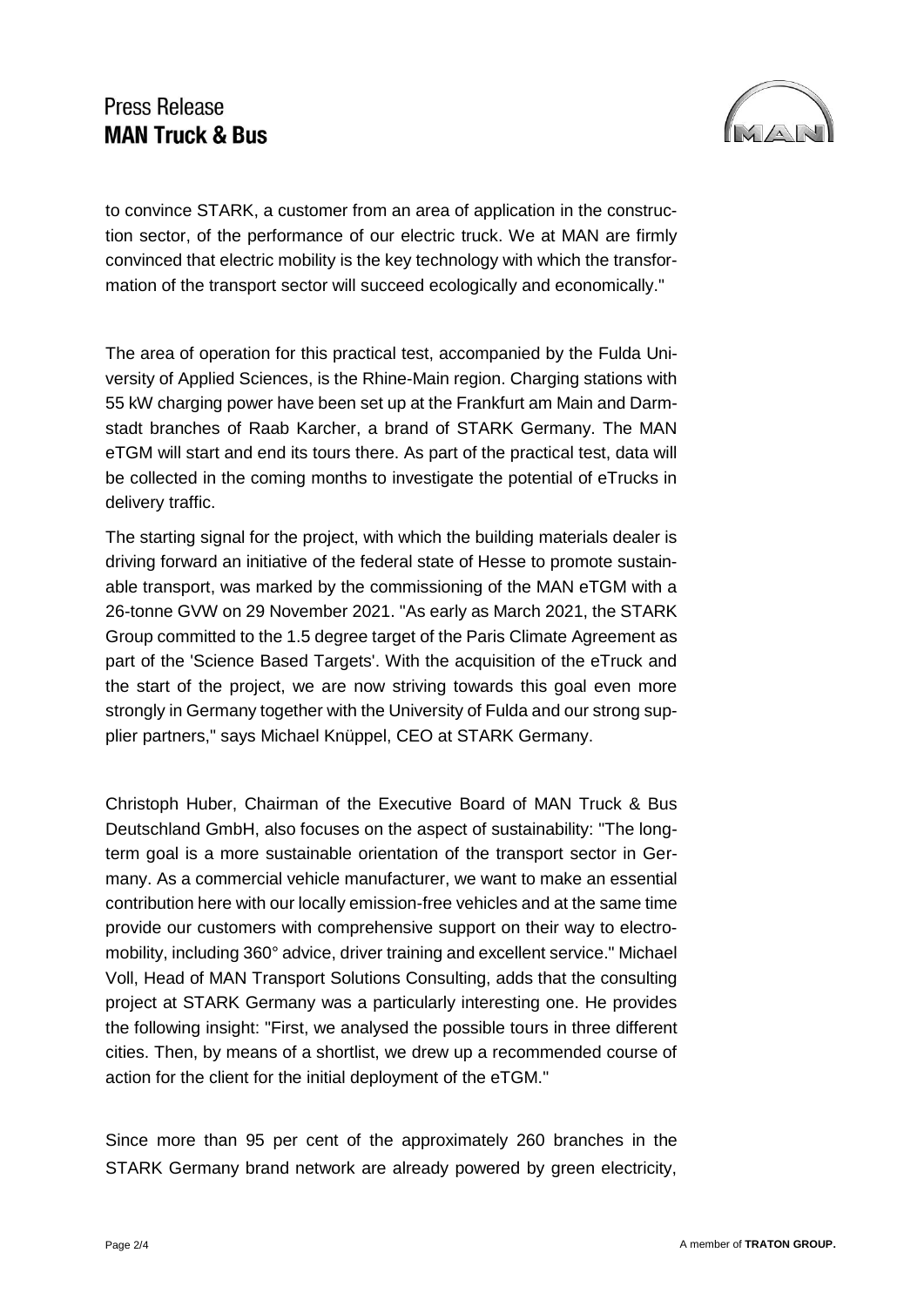to convince STARK, a customer from an area of application in the construction sector, of the performance of our electric truck. We at MAN are firmly convinced that electric mobility is the key technology with which the transformation of the transport sector will succeed ecologically and economically."

The area of operation for this practical test, accompanied by the Fulda University of Applied Sciences, is the Rhine-Main region. Charging stations with 55 kW charging power have been set up at the Frankfurt am Main and Darmstadt branches of Raab Karcher, a brand of STARK Germany. The MAN eTGM will start and end its tours there. As part of the practical test, data will be collected in the coming months to investigate the potential of eTrucks in delivery traffic.

The starting signal for the project, with which the building materials dealer is driving forward an initiative of the federal state of Hesse to promote sustainable transport, was marked by the commissioning of the MAN eTGM with a 26-tonne GVW on 29 November 2021. "As early as March 2021, the STARK Group committed to the 1.5 degree target of the Paris Climate Agreement as part of the 'Science Based Targets'. With the acquisition of the eTruck and the start of the project, we are now striving towards this goal even more strongly in Germany together with the University of Fulda and our strong supplier partners," says Michael Knüppel, CEO at STARK Germany.

Christoph Huber, Chairman of the Executive Board of MAN Truck & Bus Deutschland GmbH, also focuses on the aspect of sustainability: "The long-term goal is a more sustainable orientation of the transport sector in Germany. As a commercial vehicle manufacturer, we want to make an essential contribution here with our locally emission-free vehicles and at the same time provide our customers with comprehensive support on their way to electromobility, including 360° advice, driver training and excellent service." Michael Voll, Head of MAN Transport Solutions Consulting, adds that the consulting project at STARK Germany was a particularly interesting one. He provides the following insight: "First, we analysed the possible tours in three different cities. Then, by means of a shortlist, we drew up a recommended course of action for the client for the initial deployment of the eTGM."

Since more than 95 per cent of the approximately 260 branches in the STARK Germany brand network are already powered by green electricity,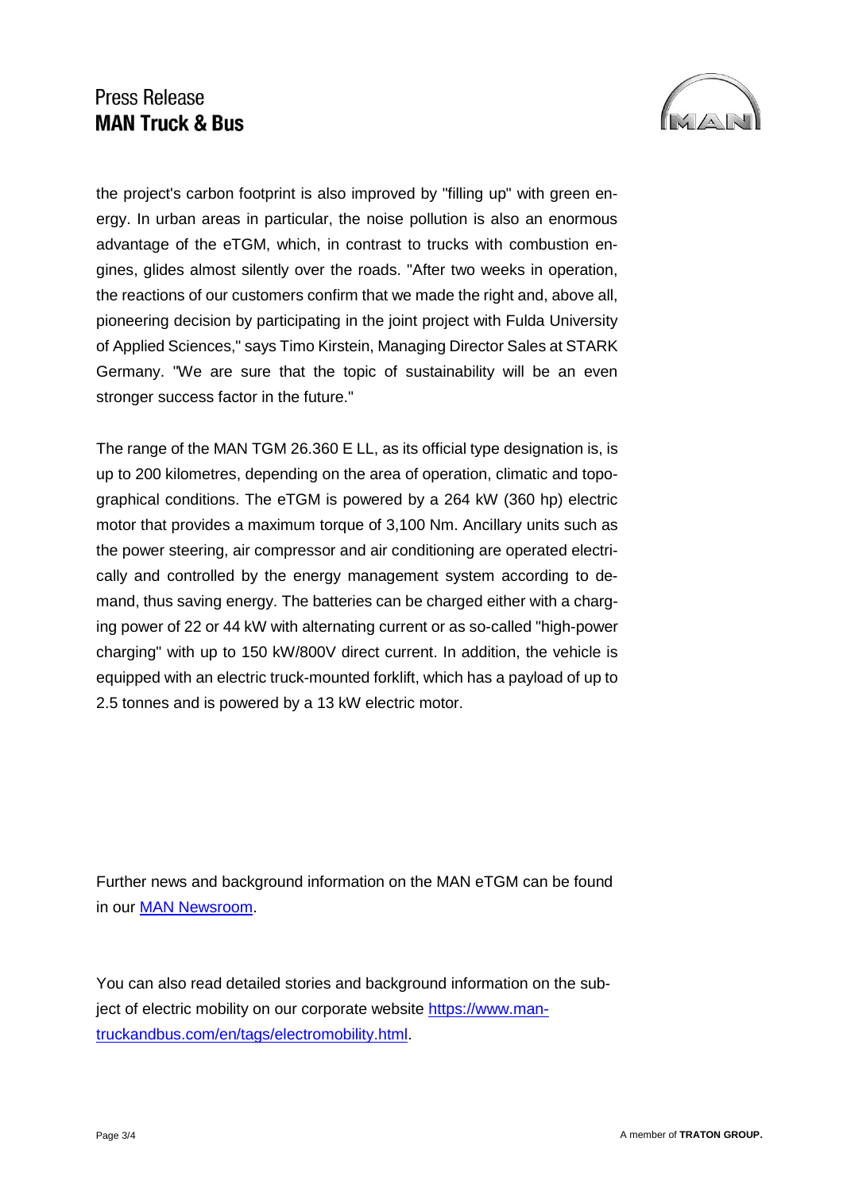the project's carbon footprint is also improved by "filling up" with green energy. In urban areas in particular, the noise pollution is also an enormous advantage of the eTGM, which, in contrast to trucks with combustion engines, glides almost silently over the roads. "After two weeks in operation, the reactions of our customers confirm that we made the right and, above all, pioneering decision by participating in the joint project with Fulda University of Applied Sciences," says Timo Kirstein, Managing Director Sales at STARK Germany. "We are sure that the topic of sustainability will be an even stronger success factor in the future."

The range of the MAN TGM 26.360 E LL, as its official type designation is, is up to 200 kilometres, depending on the area of operation, climatic and topographical conditions. The eTGM is powered by a 264 kW (360 hp) electric motor that provides a maximum torque of 3,100 Nm. Ancillary units such as the power steering, air compressor and air conditioning are operated electrically and controlled by the energy management system according to demand, thus saving energy. The batteries can be charged either with a charging power of 22 or 44 kW with alternating current or as so-called "high-power charging" with up to 150 kW/800V direct current. In addition, the vehicle is equipped with an electric truck-mounted forklift, which has a payload of up to 2.5 tonnes and is powered by a 13 kW electric motor.

Further news and background information on the MAN eTGM can be found in our [MAN Newsroom](#).

You can also read detailed stories and background information on the subject of electric mobility on our corporate website [https://www.man-truckandbus.com/en/tags/electromobility.html](https://www.man-truckandbus.com/en/tags/electromobility.html).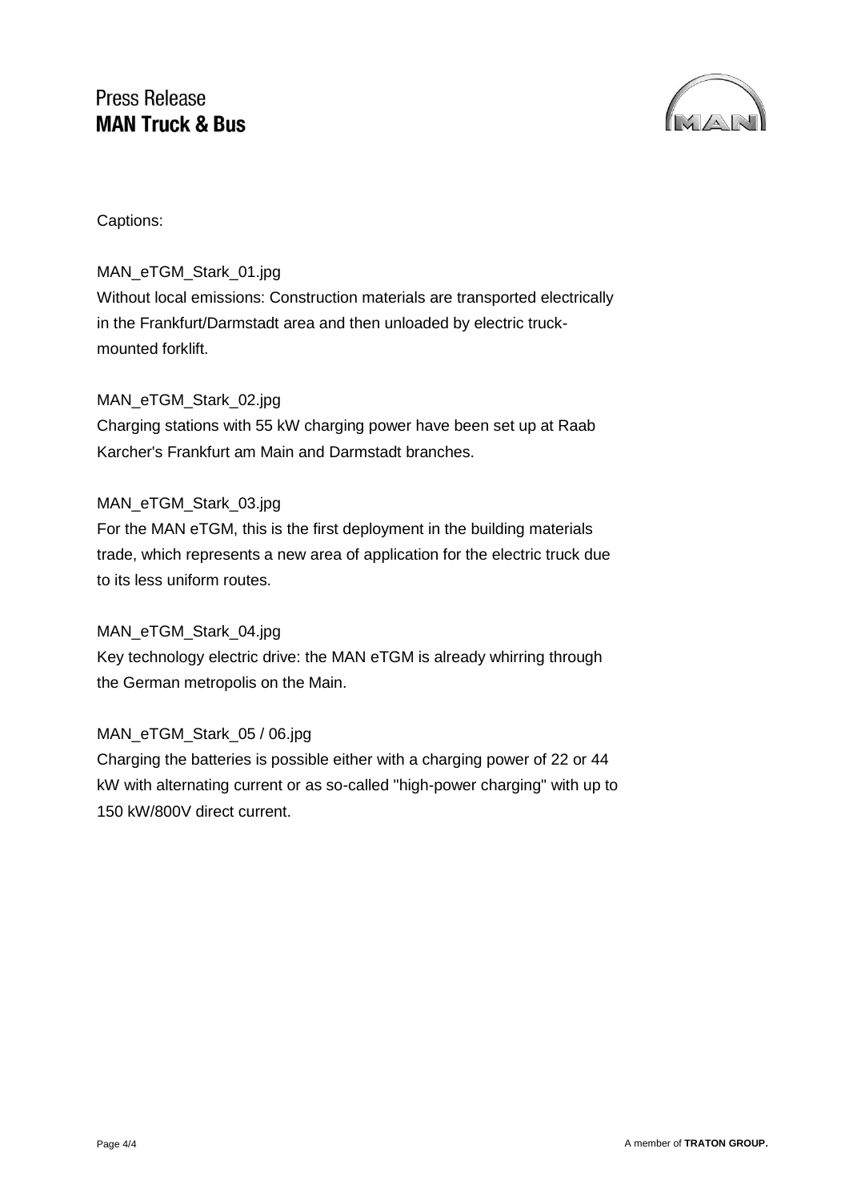Captions:

MAN_eTGM_Stark_01.jpg
Without local emissions: Construction materials are transported electrically in the Frankfurt/Darmstadt area and then unloaded by electric truck-mounted forklift.

MAN_eTGM_Stark_02.jpg
Charging stations with 55 kW charging power have been set up at Raab Karcher's Frankfurt am Main and Darmstadt branches.

MAN_eTGM_Stark_03.jpg
For the MAN eTGM, this is the first deployment in the building materials trade, which represents a new area of application for the electric truck due to its less uniform routes.

MAN_eTGM_Stark_04.jpg
Key technology electric drive: the MAN eTGM is already whirring through the German metropolis on the Main.

MAN_eTGM_Stark_05 / 06.jpg
Charging the batteries is possible either with a charging power of 22 or 44 kW with alternating current or as so-called "high-power charging" with up to 150 kW/800V direct current.